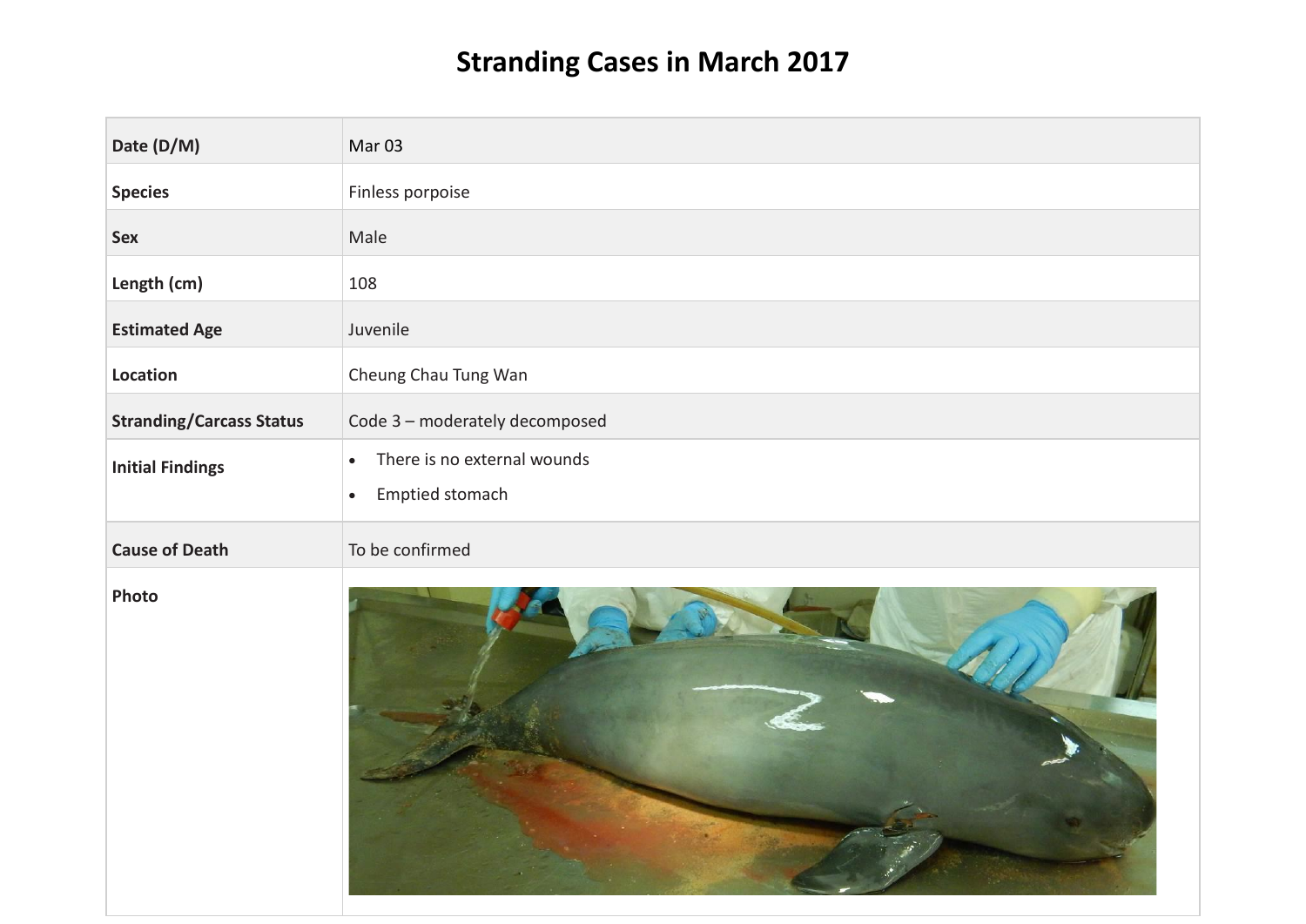# Stranding Cases in March 2017

| Date (D/M) | Mar 03 |
| --- | --- |
| **Species** | Finless porpoise |
| **Sex** | Male |
| **Length (cm)** | 108 |
| **Estimated Age** | Juvenile |
| **Location** | Cheung Chau Tung Wan |
| **Stranding/Carcass Status** | Code 3 – moderately decomposed |
| **Initial Findings** | • There is no external wounds<br>• Emptied stomach |
| **Cause of Death** | To be confirmed |
| **Photo** | |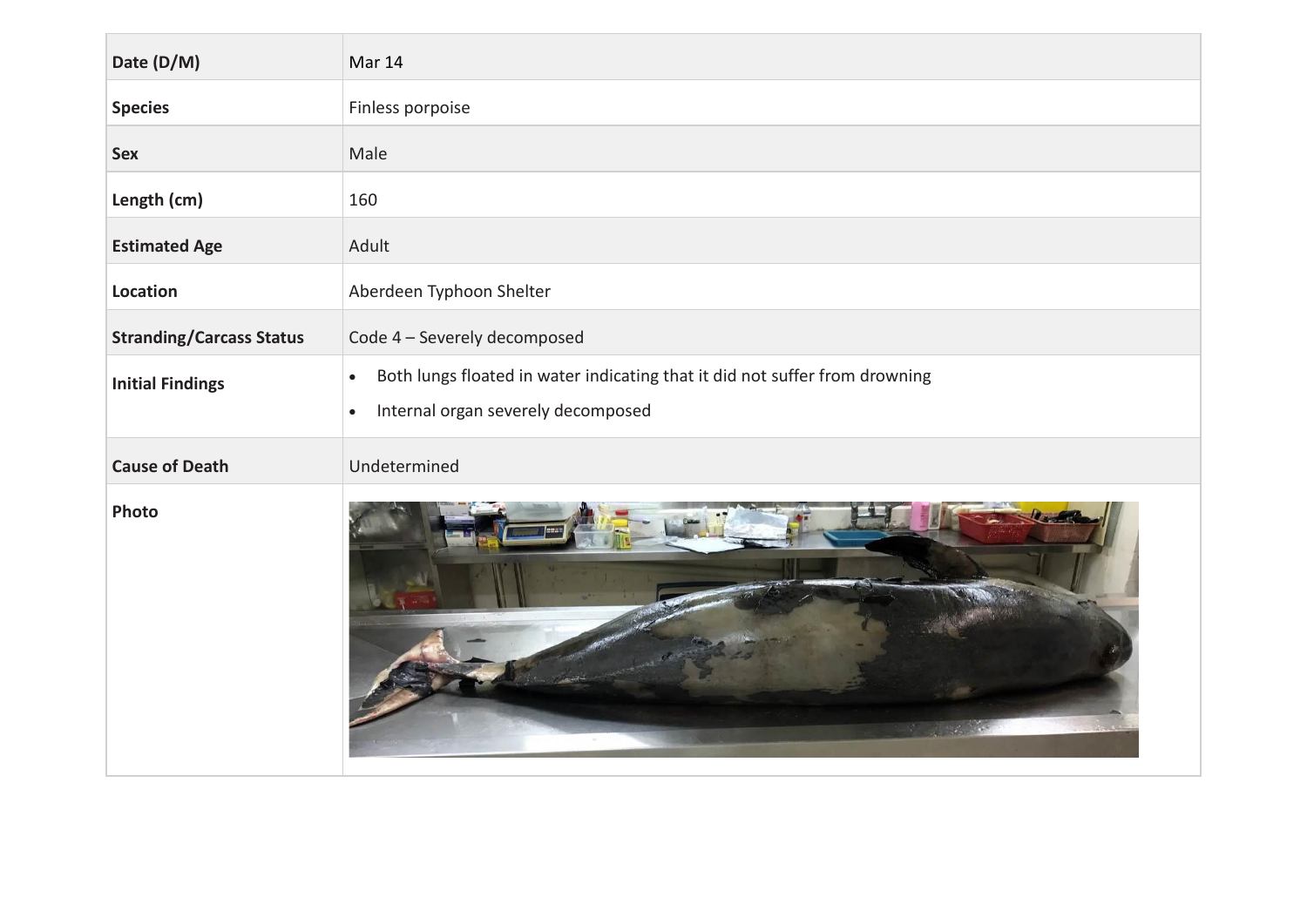| Date (D/M) | Mar 14 |
|---|---|
| Species | Finless porpoise |
| Sex | Male |
| Length (cm) | 160 |
| Estimated Age | Adult |
| Location | Aberdeen Typhoon Shelter |
| Stranding/Carcass Status | Code 4 – Severely decomposed |
| Initial Findings | • Both lungs floated in water indicating that it did not suffer from drowning<br>• Internal organ severely decomposed |
| Cause of Death | Undetermined |
| Photo | |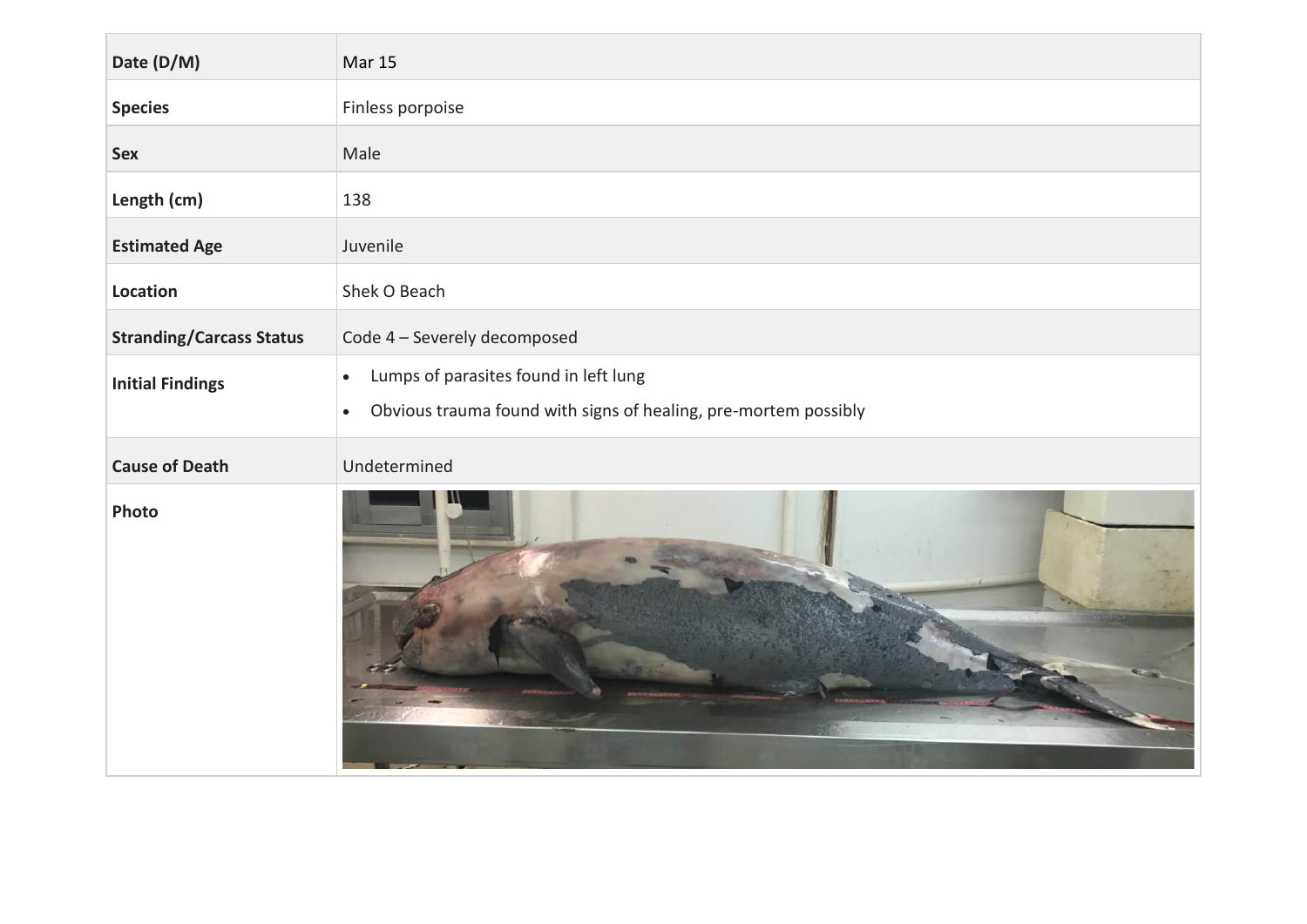| Date (D/M) | Mar 15 |
|---|---|
| Species | Finless porpoise |
| Sex | Male |
| Length (cm) | 138 |
| Estimated Age | Juvenile |
| Location | Shek O Beach |
| Stranding/Carcass Status | Code 4 – Severely decomposed |
| Initial Findings | • Lumps of parasites found in left lung<br>• Obvious trauma found with signs of healing, pre-mortem possibly |
| Cause of Death | Undetermined |
| Photo | |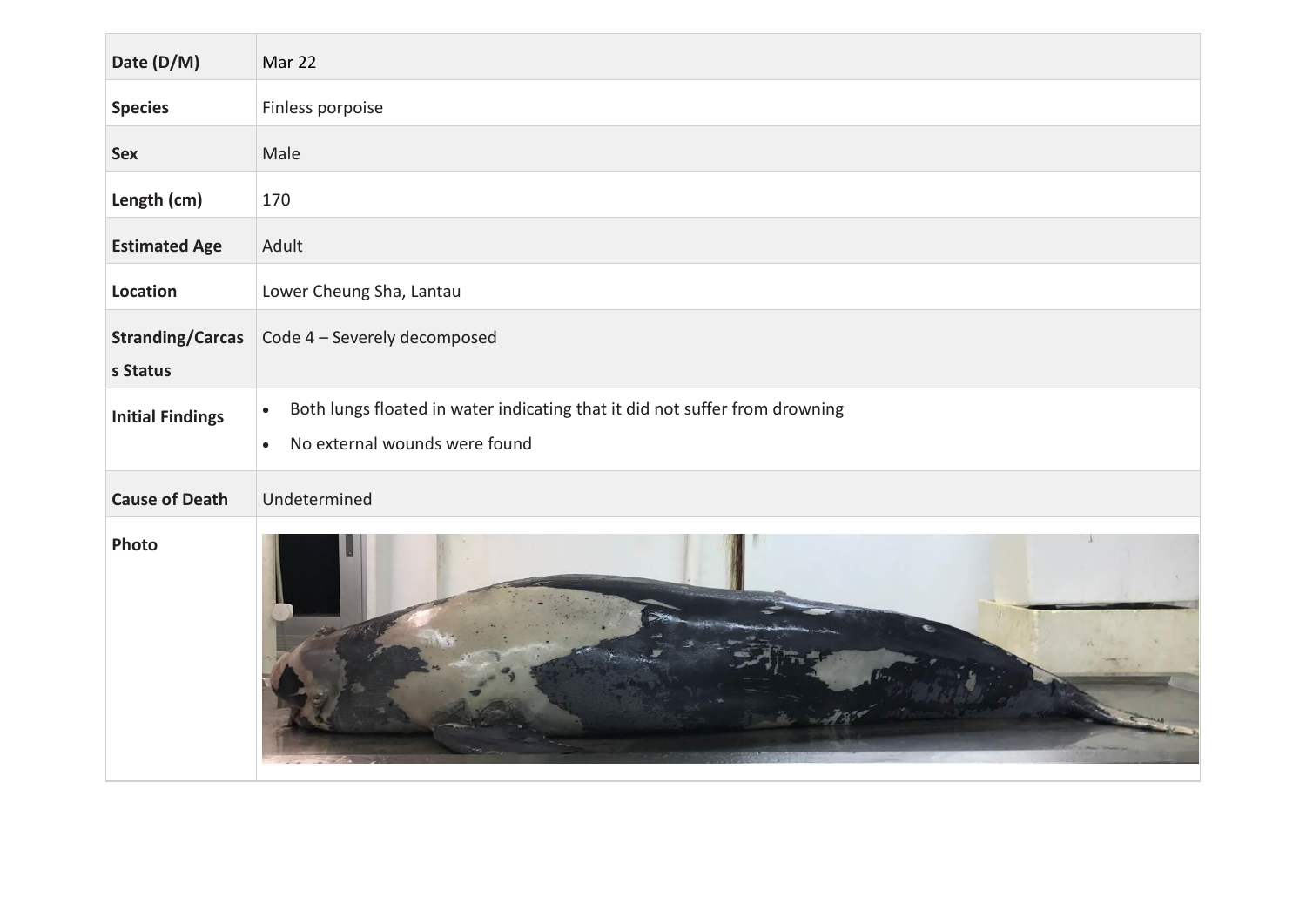| Date (D/M) | Mar 22 |
|---|---|
| **Species** | Finless porpoise |
| **Sex** | Male |
| **Length (cm)** | 170 |
| **Estimated Age** | Adult |
| **Location** | Lower Cheung Sha, Lantau |
| **Stranding/Carcass Status** | Code 4 – Severely decomposed |
| **Initial Findings** | • Both lungs floated in water indicating that it did not suffer from drowning<br>• No external wounds were found |
| **Cause of Death** | Undetermined |
| **Photo** | |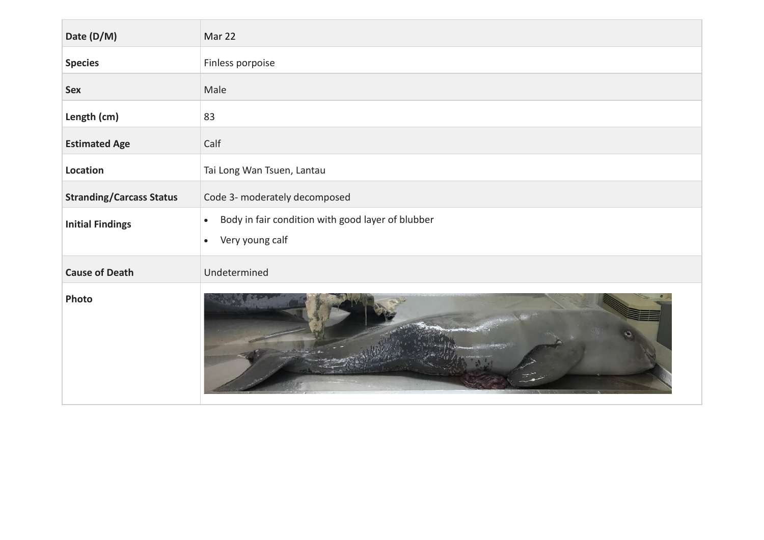| Date (D/M) | Mar 22 |
| --- | --- |
| **Species** | Finless porpoise |
| **Sex** | Male |
| **Length (cm)** | 83 |
| **Estimated Age** | Calf |
| **Location** | Tai Long Wan Tsuen, Lantau |
| **Stranding/Carcass Status** | Code 3- moderately decomposed |
| **Initial Findings** | • Body in fair condition with good layer of blubber<br>• Very young calf |
| **Cause of Death** | Undetermined |
| **Photo** | |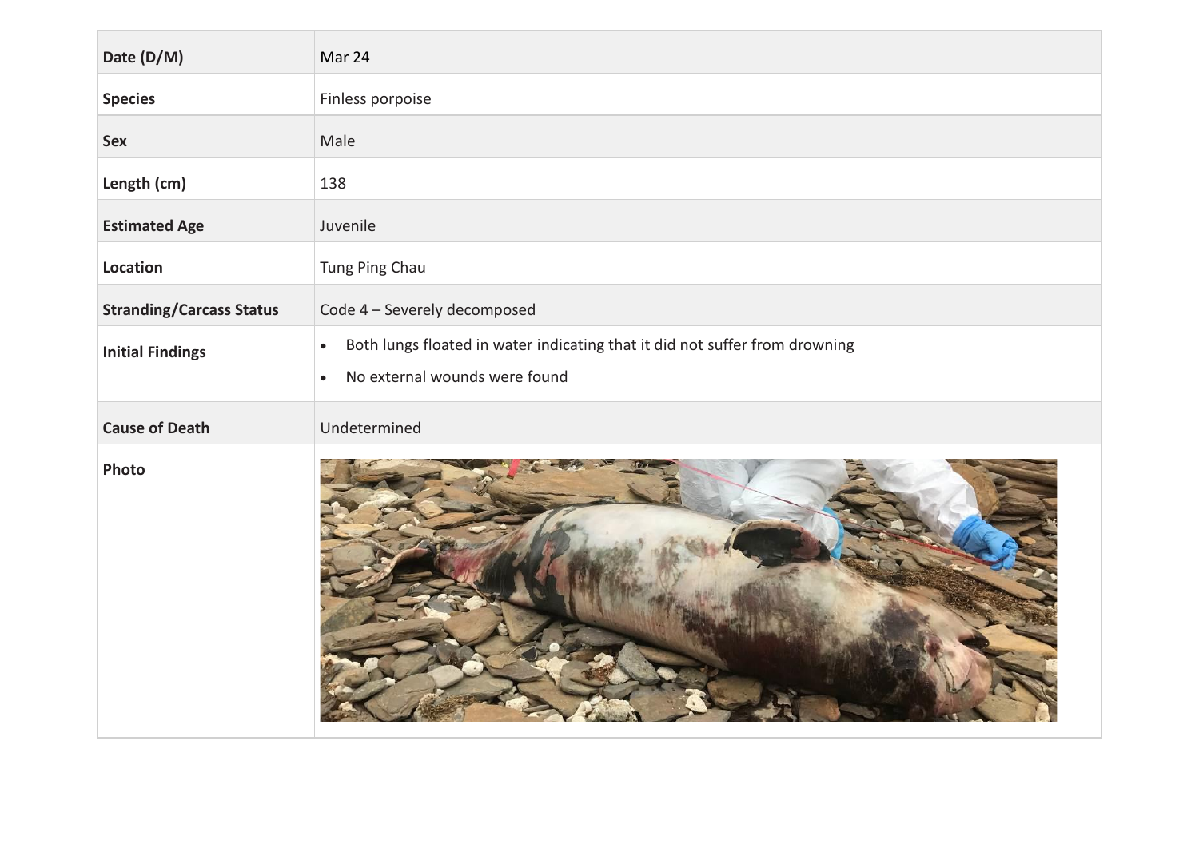| | |
|---|---|
| **Date (D/M)** | Mar 24 |
| **Species** | Finless porpoise |
| **Sex** | Male |
| **Length (cm)** | 138 |
| **Estimated Age** | Juvenile |
| **Location** | Tung Ping Chau |
| **Stranding/Carcass Status** | Code 4 – Severely decomposed |
| **Initial Findings** | • Both lungs floated in water indicating that it did not suffer from drowning<br>• No external wounds were found |
| **Cause of Death** | Undetermined |
| **Photo** | |